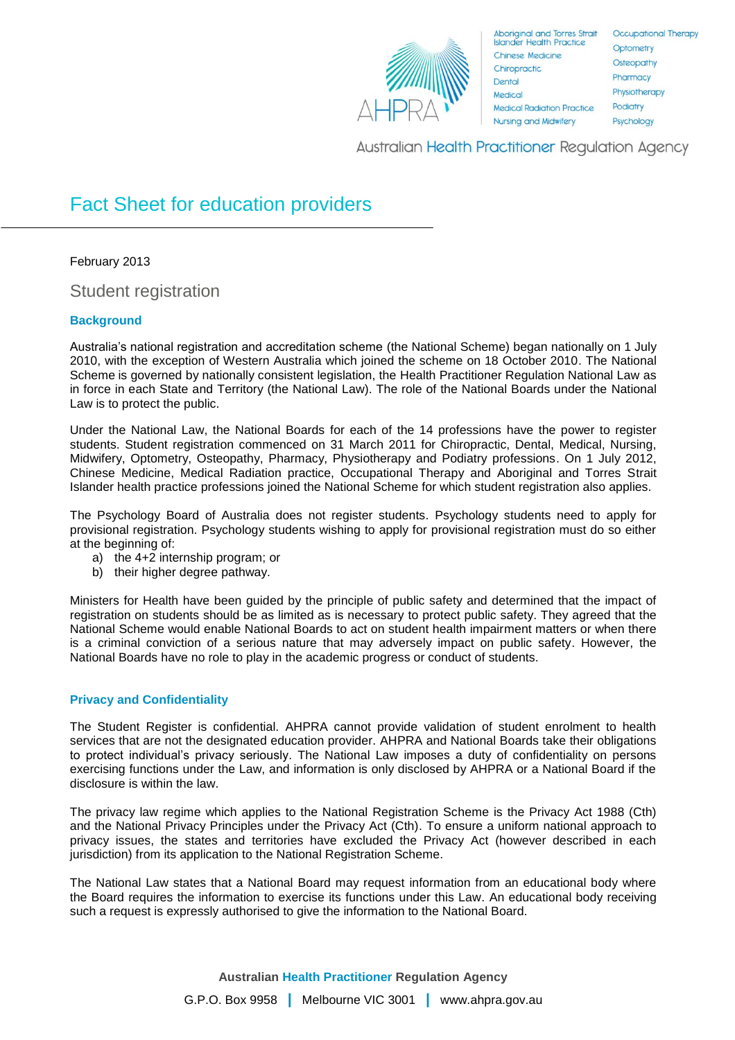# Fact Sheet for education providers

February 2013

## Student registration

### Background

Australia's national registration and accreditation scheme (the National Scheme) began nationally on 1 July 2010, with the exception of Western Australia which joined the scheme on 18 October 2010. The National Scheme is governed by nationally consistent legislation, the Health Practitioner Regulation National Law as in force in each State and Territory (the National Law). The role of the National Boards under the National Law is to protect the public.

Under the National Law, the National Boards for each of the 14 professions have the power to register students. Student registration commenced on 31 March 2011 for Chiropractic, Dental, Medical, Nursing, Midwifery, Optometry, Osteopathy, Pharmacy, Physiotherapy and Podiatry professions. On 1 July 2012, Chinese Medicine, Medical Radiation practice, Occupational Therapy and Aboriginal and Torres Strait Islander health practice professions joined the National Scheme for which student registration also applies.

The Psychology Board of Australia does not register students. Psychology students need to apply for provisional registration. Psychology students wishing to apply for provisional registration must do so either at the beginning of:

a) the 4+2 internship program; or
b) their higher degree pathway.

Ministers for Health have been guided by the principle of public safety and determined that the impact of registration on students should be as limited as is necessary to protect public safety. They agreed that the National Scheme would enable National Boards to act on student health impairment matters or when there is a criminal conviction of a serious nature that may adversely impact on public safety. However, the National Boards have no role to play in the academic progress or conduct of students.

### Privacy and Confidentiality

The Student Register is confidential. AHPRA cannot provide validation of student enrolment to health services that are not the designated education provider. AHPRA and National Boards take their obligations to protect individual's privacy seriously. The National Law imposes a duty of confidentiality on persons exercising functions under the Law, and information is only disclosed by AHPRA or a National Board if the disclosure is within the law.

The privacy law regime which applies to the National Registration Scheme is the Privacy Act 1988 (Cth) and the National Privacy Principles under the Privacy Act (Cth). To ensure a uniform national approach to privacy issues, the states and territories have excluded the Privacy Act (however described in each jurisdiction) from its application to the National Registration Scheme.

The National Law states that a National Board may request information from an educational body where the Board requires the information to exercise its functions under this Law. An educational body receiving such a request is expressly authorised to give the information to the National Board.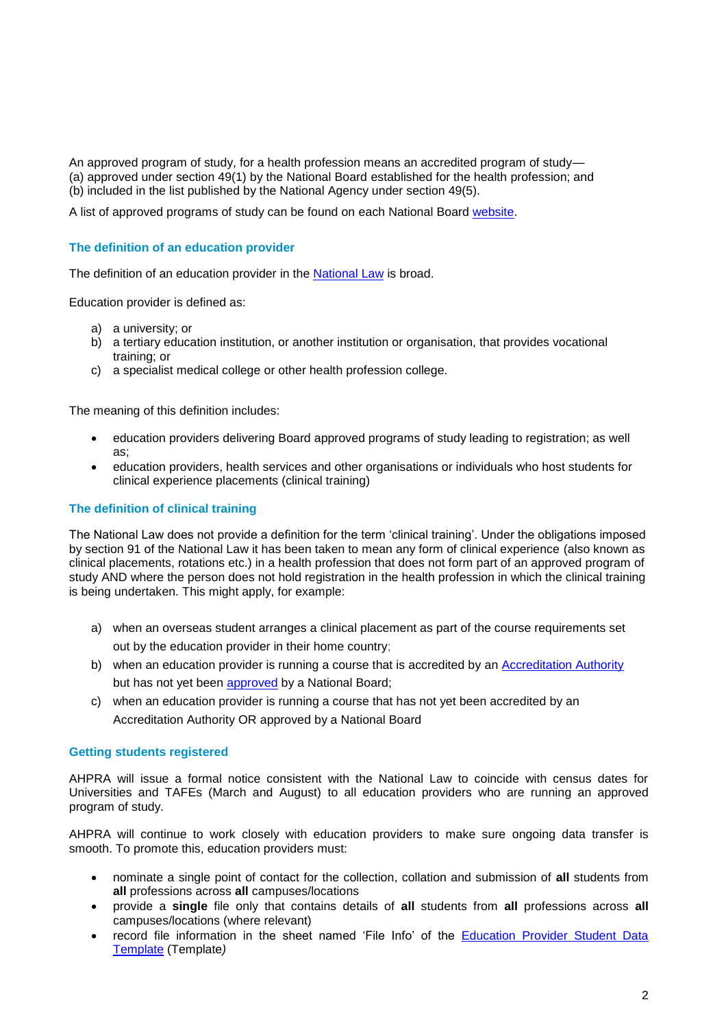An approved program of study, for a health profession means an accredited program of study—
(a) approved under section 49(1) by the National Board established for the health profession; and
(b) included in the list published by the National Agency under section 49(5).

A list of approved programs of study can be found on each National Board website.

## The definition of an education provider

The definition of an education provider in the National Law is broad.

Education provider is defined as:

a) a university; or
b) a tertiary education institution, or another institution or organisation, that provides vocational training; or
c) a specialist medical college or other health profession college.

The meaning of this definition includes:

- education providers delivering Board approved programs of study leading to registration; as well as;
- education providers, health services and other organisations or individuals who host students for clinical experience placements (clinical training)

## The definition of clinical training

The National Law does not provide a definition for the term 'clinical training'. Under the obligations imposed by section 91 of the National Law it has been taken to mean any form of clinical experience (also known as clinical placements, rotations etc.) in a health profession that does not form part of an approved program of study AND where the person does not hold registration in the health profession in which the clinical training is being undertaken. This might apply, for example:

a) when an overseas student arranges a clinical placement as part of the course requirements set out by the education provider in their home country;
b) when an education provider is running a course that is accredited by an Accreditation Authority but has not yet been approved by a National Board;
c) when an education provider is running a course that has not yet been accredited by an Accreditation Authority OR approved by a National Board

## Getting students registered

AHPRA will issue a formal notice consistent with the National Law to coincide with census dates for Universities and TAFEs (March and August) to all education providers who are running an approved program of study.

AHPRA will continue to work closely with education providers to make sure ongoing data transfer is smooth. To promote this, education providers must:

- nominate a single point of contact for the collection, collation and submission of **all** students from **all** professions across **all** campuses/locations
- provide a **single** file only that contains details of **all** students from **all** professions across **all** campuses/locations (where relevant)
- record file information in the sheet named 'File Info' of the Education Provider Student Data Template (Template*)*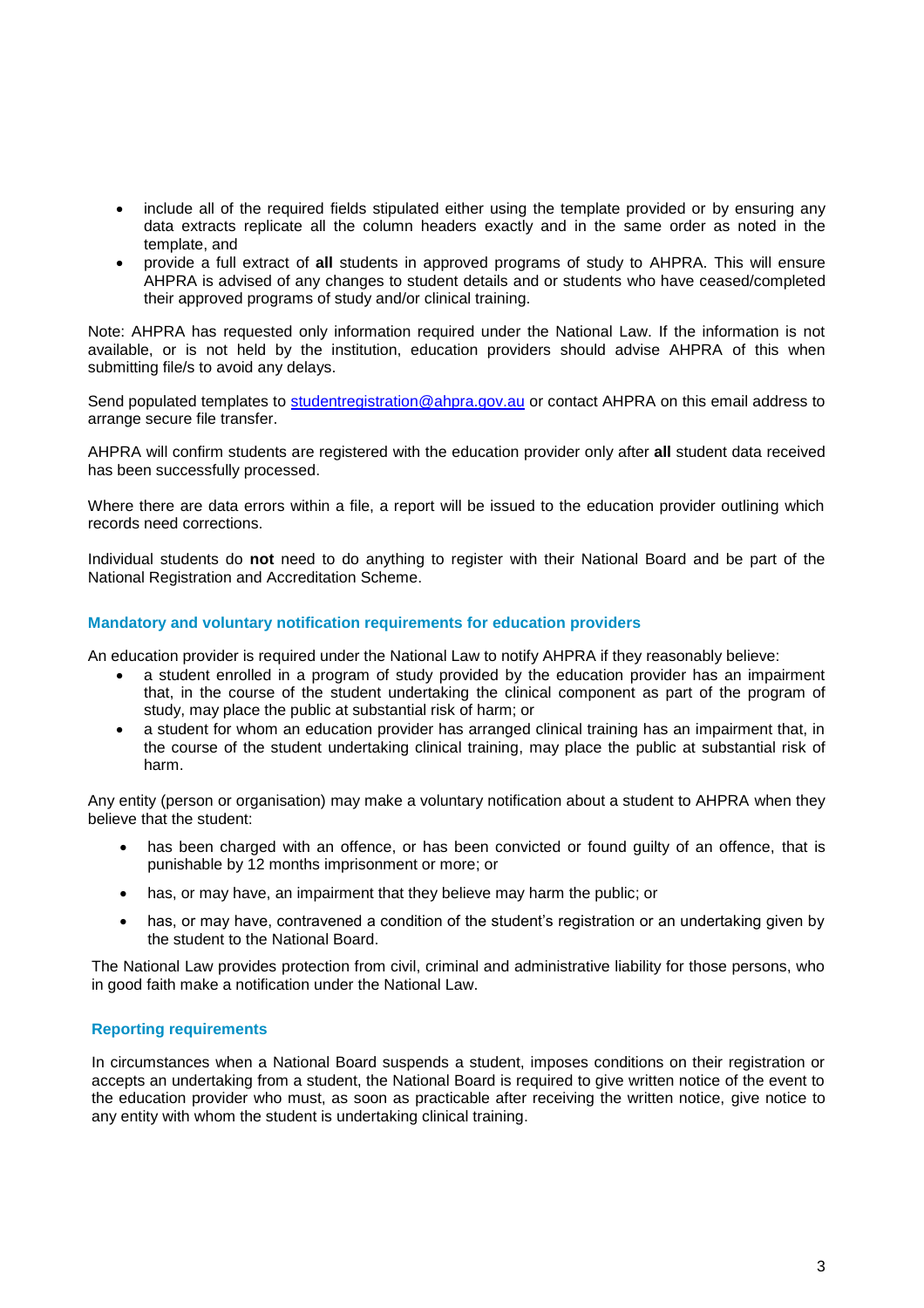- include all of the required fields stipulated either using the template provided or by ensuring any data extracts replicate all the column headers exactly and in the same order as noted in the template, and
- provide a full extract of **all** students in approved programs of study to AHPRA. This will ensure AHPRA is advised of any changes to student details and or students who have ceased/completed their approved programs of study and/or clinical training.

Note: AHPRA has requested only information required under the National Law. If the information is not available, or is not held by the institution, education providers should advise AHPRA of this when submitting file/s to avoid any delays.

Send populated templates to [studentregistration@ahpra.gov.au](mailto:studentregistration@ahpra.gov.au) or contact AHPRA on this email address to arrange secure file transfer.

AHPRA will confirm students are registered with the education provider only after **all** student data received has been successfully processed.

Where there are data errors within a file, a report will be issued to the education provider outlining which records need corrections.

Individual students do **not** need to do anything to register with their National Board and be part of the National Registration and Accreditation Scheme.

### Mandatory and voluntary notification requirements for education providers

An education provider is required under the National Law to notify AHPRA if they reasonably believe:

- a student enrolled in a program of study provided by the education provider has an impairment that, in the course of the student undertaking the clinical component as part of the program of study, may place the public at substantial risk of harm; or
- a student for whom an education provider has arranged clinical training has an impairment that, in the course of the student undertaking clinical training, may place the public at substantial risk of harm.

Any entity (person or organisation) may make a voluntary notification about a student to AHPRA when they believe that the student:

- has been charged with an offence, or has been convicted or found guilty of an offence, that is punishable by 12 months imprisonment or more; or
- has, or may have, an impairment that they believe may harm the public; or
- has, or may have, contravened a condition of the student's registration or an undertaking given by the student to the National Board.

The National Law provides protection from civil, criminal and administrative liability for those persons, who in good faith make a notification under the National Law.

### Reporting requirements

In circumstances when a National Board suspends a student, imposes conditions on their registration or accepts an undertaking from a student, the National Board is required to give written notice of the event to the education provider who must, as soon as practicable after receiving the written notice, give notice to any entity with whom the student is undertaking clinical training.